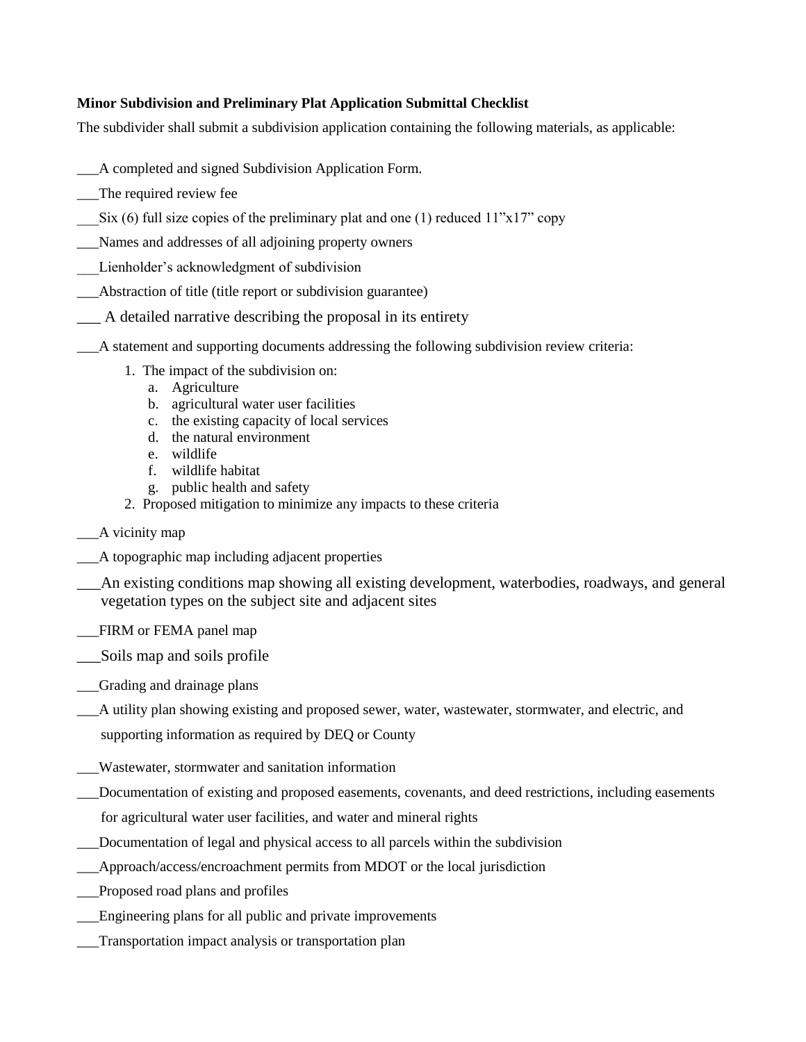**Minor Subdivision and Preliminary Plat Application Submittal Checklist**

The subdivider shall submit a subdivision application containing the following materials, as applicable:

___A completed and signed Subdivision Application Form.

___The required review fee

___Six (6) full size copies of the preliminary plat and one (1) reduced 11"x17" copy

___Names and addresses of all adjoining property owners

___Lienholder's acknowledgment of subdivision

___Abstraction of title (title report or subdivision guarantee)

___ A detailed narrative describing the proposal in its entirety

___A statement and supporting documents addressing the following subdivision review criteria:

1. The impact of the subdivision on:
   a. Agriculture
   b. agricultural water user facilities
   c. the existing capacity of local services
   d. the natural environment
   e. wildlife
   f. wildlife habitat
   g. public health and safety
2. Proposed mitigation to minimize any impacts to these criteria

___A vicinity map

___A topographic map including adjacent properties

___An existing conditions map showing all existing development, waterbodies, roadways, and general vegetation types on the subject site and adjacent sites

___FIRM or FEMA panel map

___Soils map and soils profile

___Grading and drainage plans

___A utility plan showing existing and proposed sewer, water, wastewater, stormwater, and electric, and supporting information as required by DEQ or County

___Wastewater, stormwater and sanitation information

___Documentation of existing and proposed easements, covenants, and deed restrictions, including easements for agricultural water user facilities, and water and mineral rights

___Documentation of legal and physical access to all parcels within the subdivision

___Approach/access/encroachment permits from MDOT or the local jurisdiction

___Proposed road plans and profiles

___Engineering plans for all public and private improvements

___Transportation impact analysis or transportation plan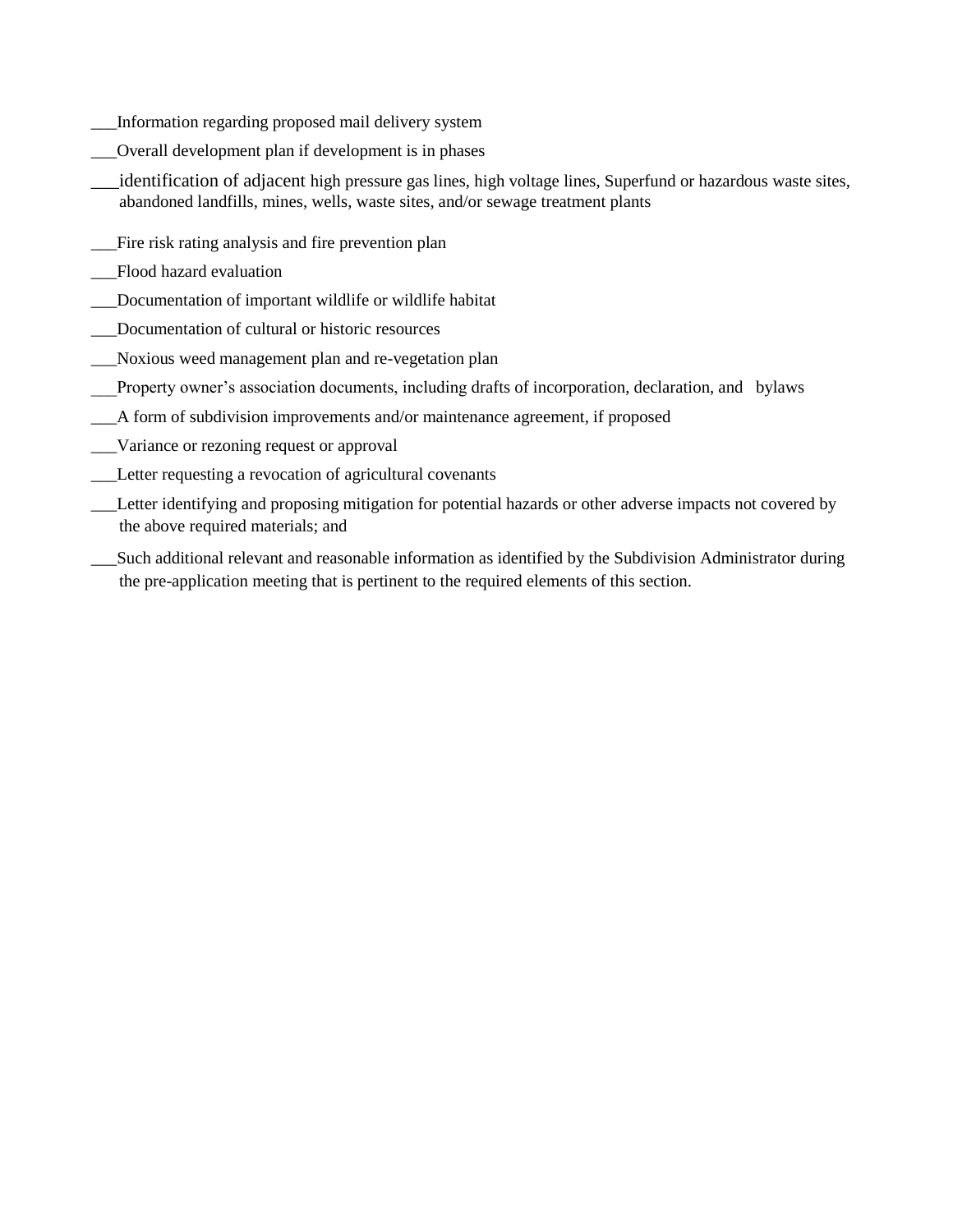___Information regarding proposed mail delivery system

___Overall development plan if development is in phases

___identification of adjacent high pressure gas lines, high voltage lines, Superfund or hazardous waste sites, abandoned landfills, mines, wells, waste sites, and/or sewage treatment plants

___Fire risk rating analysis and fire prevention plan

___Flood hazard evaluation

___Documentation of important wildlife or wildlife habitat

___Documentation of cultural or historic resources

___Noxious weed management plan and re-vegetation plan

___Property owner's association documents, including drafts of incorporation, declaration, and bylaws

___A form of subdivision improvements and/or maintenance agreement, if proposed

___Variance or rezoning request or approval

___Letter requesting a revocation of agricultural covenants

___Letter identifying and proposing mitigation for potential hazards or other adverse impacts not covered by the above required materials; and

___Such additional relevant and reasonable information as identified by the Subdivision Administrator during the pre-application meeting that is pertinent to the required elements of this section.